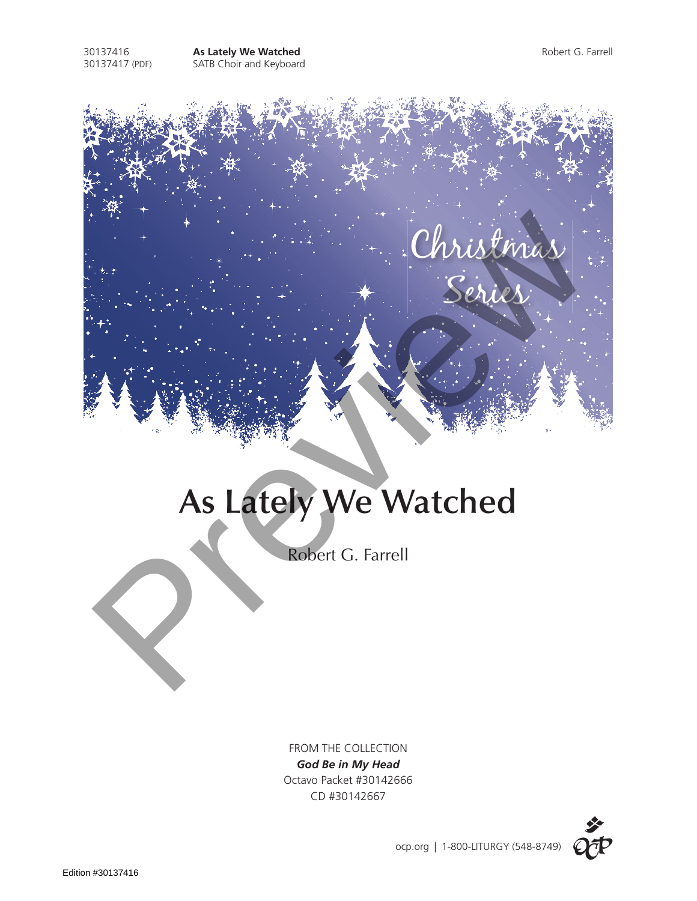30137416 **As Lately We Watched** Robert G. Farrell
30137417 (PDF) SATB Choir and Keyboard

Christmas Series

# As Lately We Watched

Robert G. Farrell

FROM THE COLLECTION
***God Be in My Head***
Octavo Packet #30142666
CD #30142667

ocp.org | 1-800-LITURGY (548-8749)

Edition #30137416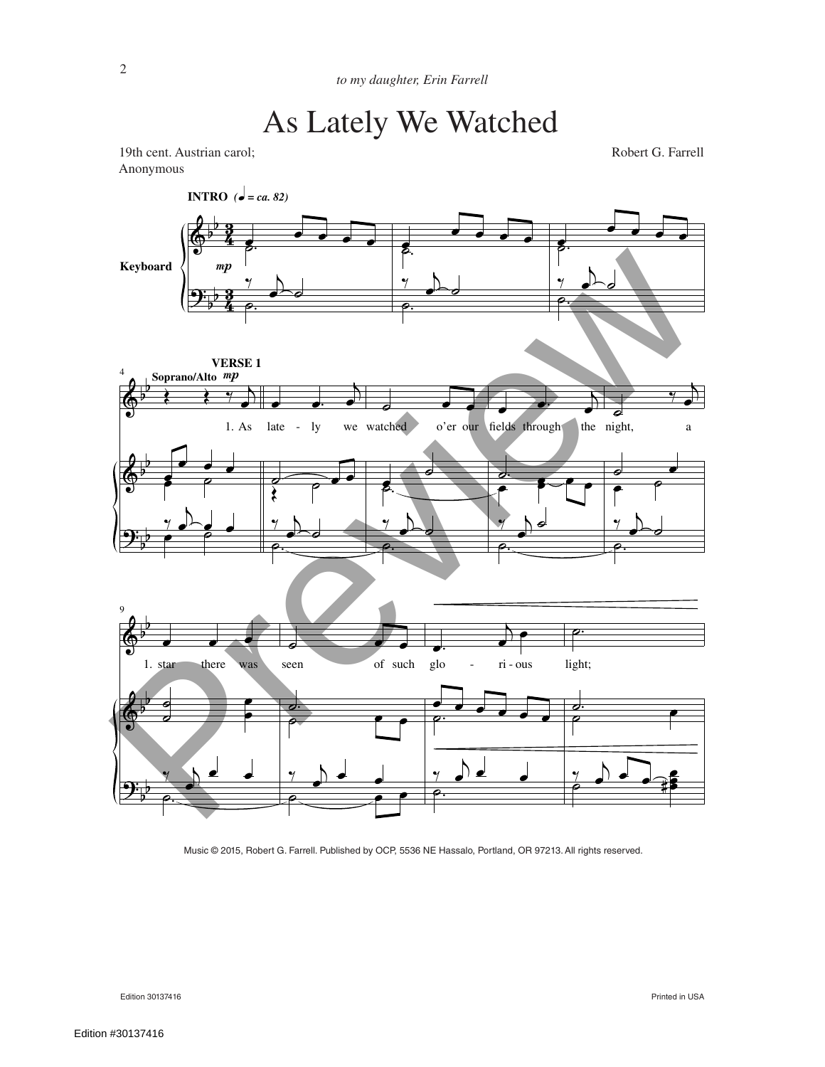*to my daughter, Erin Farrell*

# As Lately We Watched

19th cent. Austrian carol;
Anonymous

Robert G. Farrell

**INTRO** (♩ = ca. 82)

Keyboard

*mp*

**VERSE 1**

Soprano/Alto *mp*

1. As late - ly we watched o'er our fields through the night, a

1. star there was seen of such glo - ri - ous light;

Music © 2015, Robert G. Farrell. Published by OCP, 5536 NE Hassalo, Portland, OR 97213. All rights reserved.

Edition 30137416

Printed in USA

Edition #30137416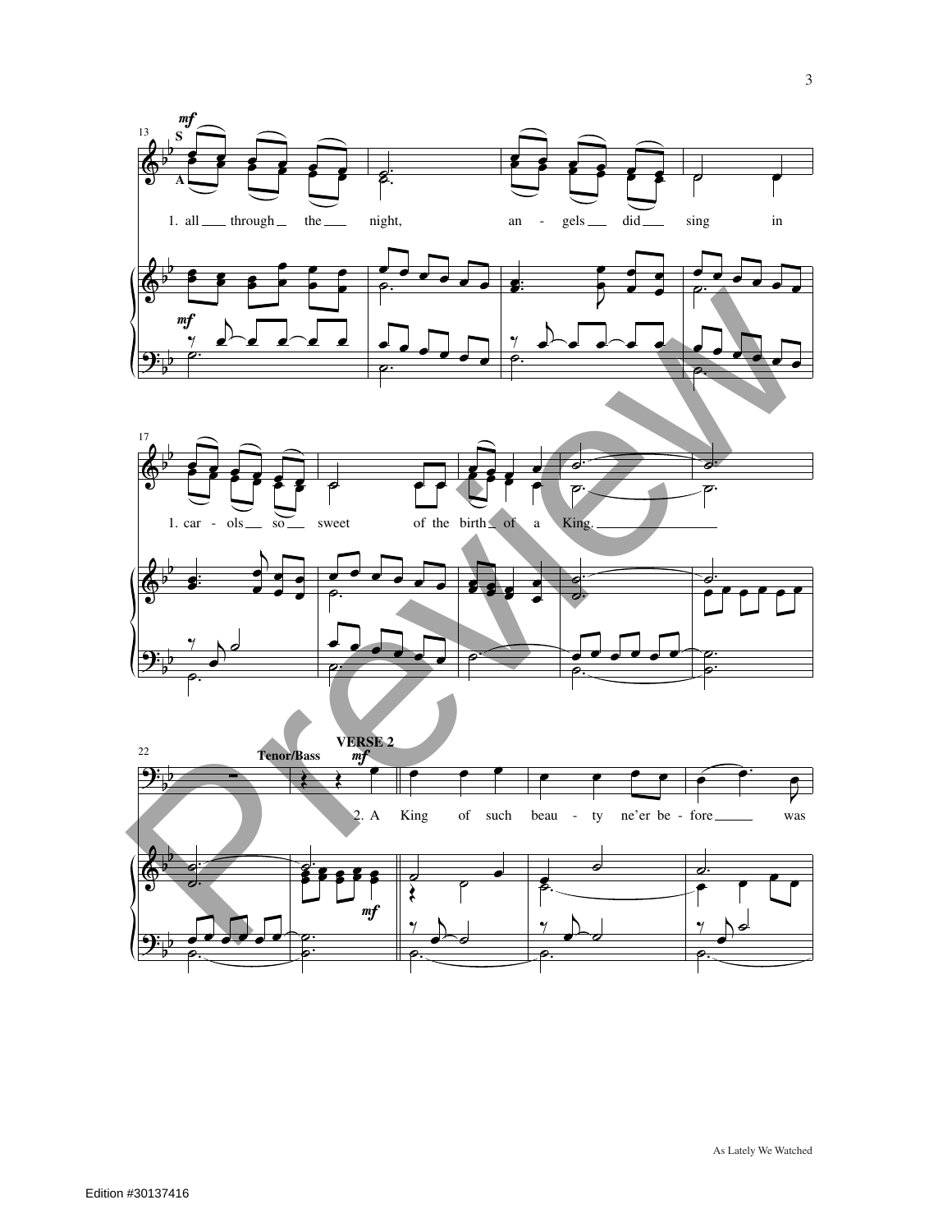1. all through the night, angels did sing in

1. car - ols so sweet of the birth of a King.

**VERSE 2**

Tenor/Bass

2. A King of such beau - ty ne'er be - fore was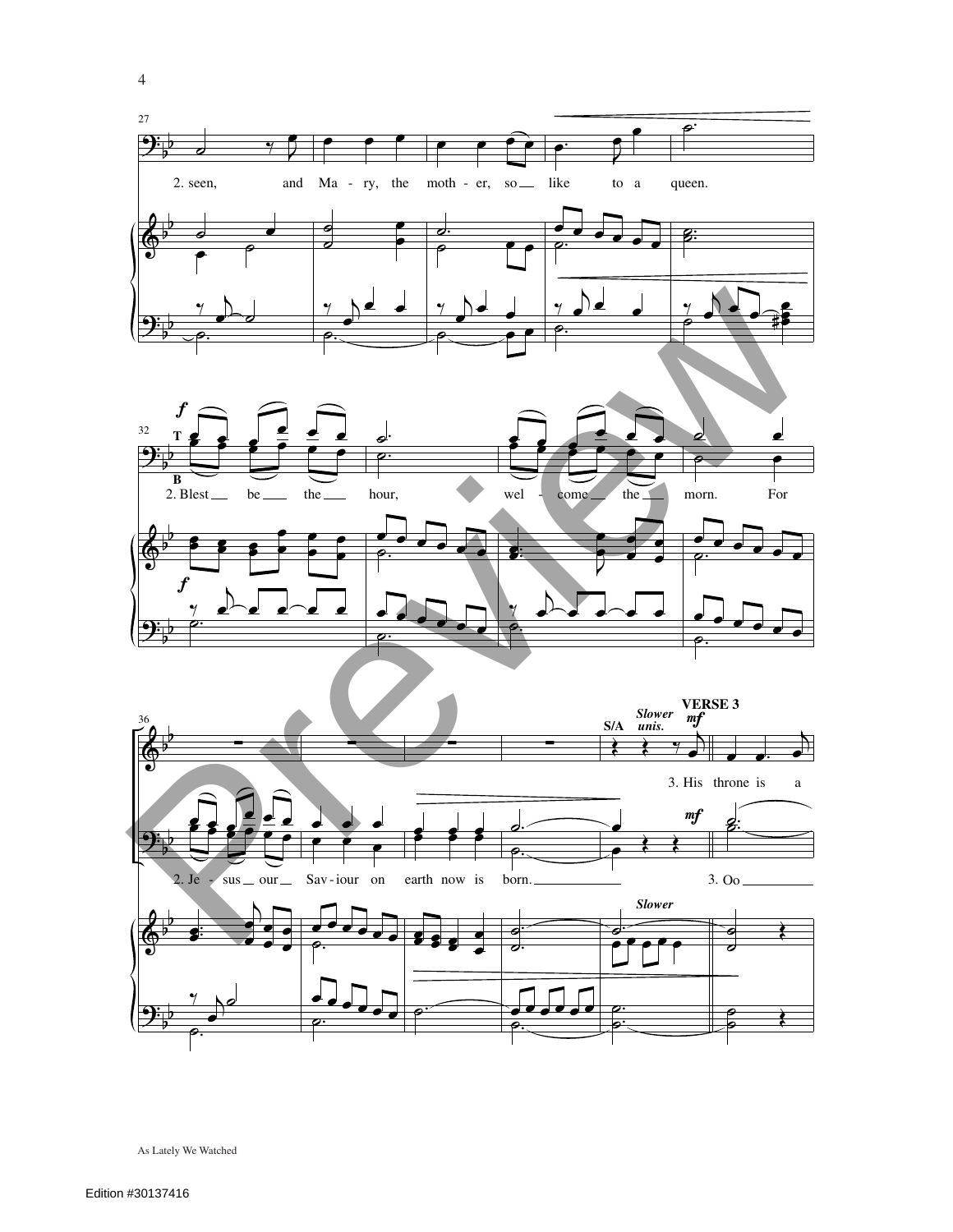27

2. seen, and Ma - ry, the moth - er, so like to a queen.

32

*f*

T

B

2. Blest be the hour, wel - come the morn. For

*f*

36

S/A *Slower* *unis.* VERSE 3 *mf*

3. His throne is a

*mf*

2. Je - sus our Sav - iour on earth now is born. 3. Oo

*Slower*

As Lately We Watched

Edition #30137416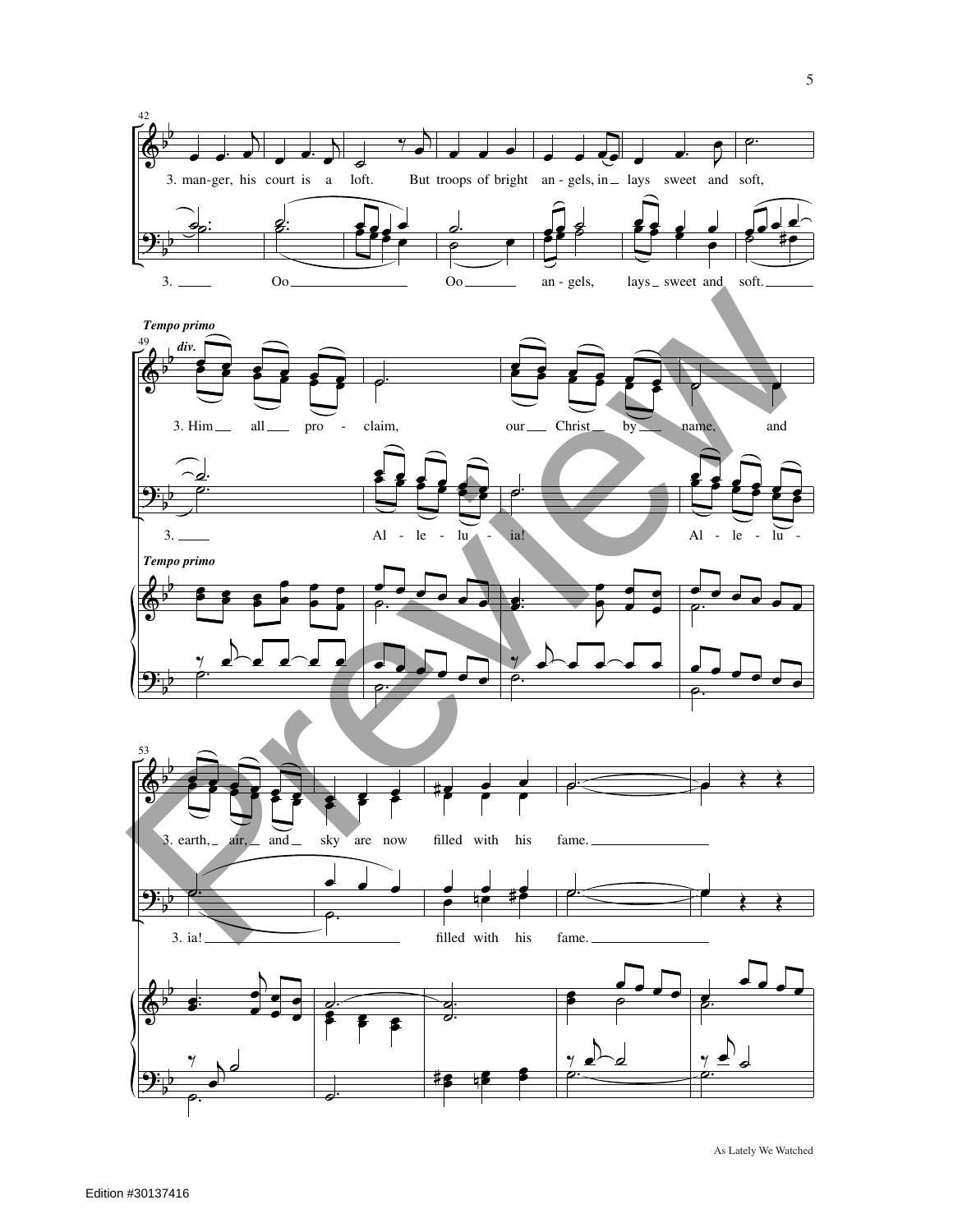3. man-ger, his court is a loft. But troops of bright an-gels, in lays sweet and soft,

3. Oo Oo an-gels, lays sweet and soft.

*Tempo primo*

*div.*

3. Him all pro-claim, our Christ by name, and

3. Al-le-lu-ia! Al-le-lu-

*Tempo primo*

3. earth, air, and sky are now filled with his fame.

3. ia! filled with his fame.

As Lately We Watched

Edition #30137416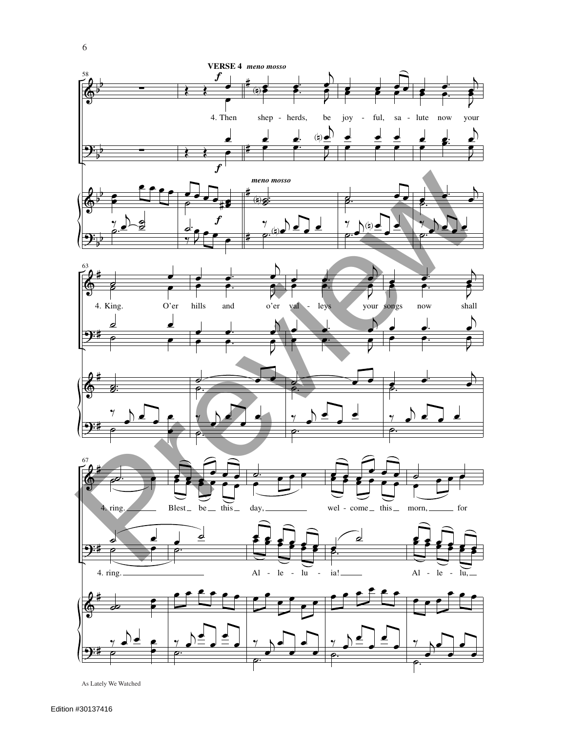**VERSE 4** *meno mosso*

4. Then shep - herds, be joy - ful, sa - lute now your

4. King. O'er hills and o'er val - leys your songs now shall

4. ring. Blest be this day, wel - come this morn, for

4. ring. Al - le - lu - ia! Al - le - lu,

As Lately We Watched

Edition #30137416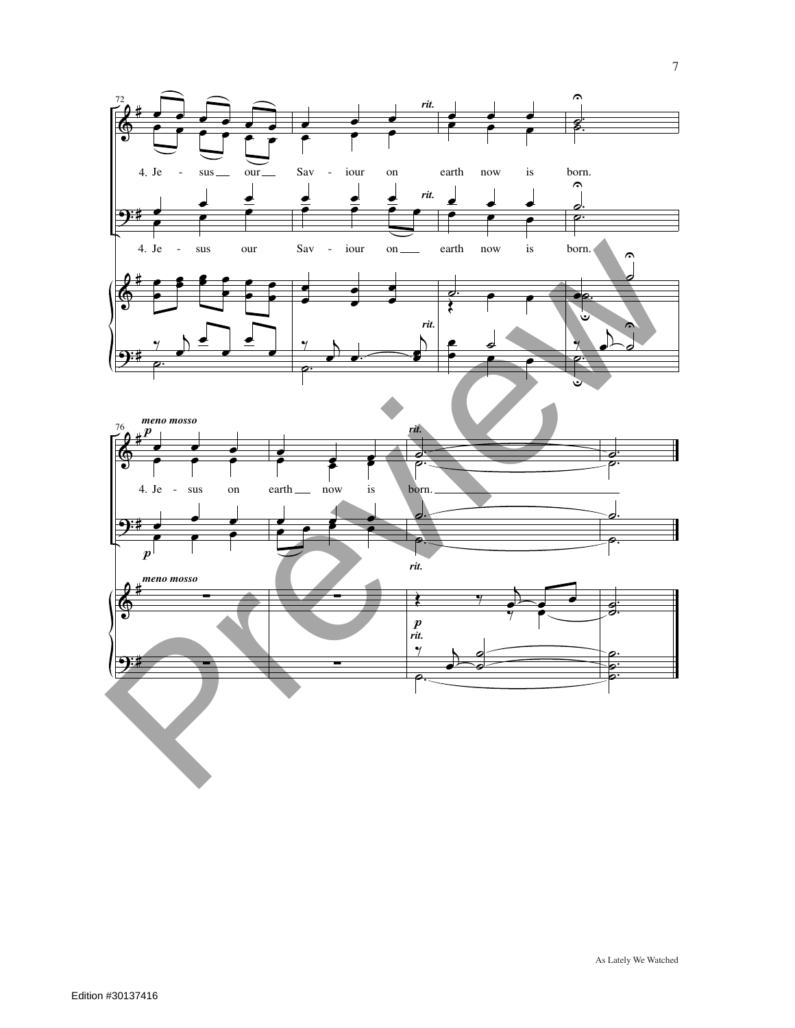4. Jesus our Saviour on earth now is born.

4. Jesus our Saviour on earth now is born.

*meno mosso*

4. Jesus on earth now is born.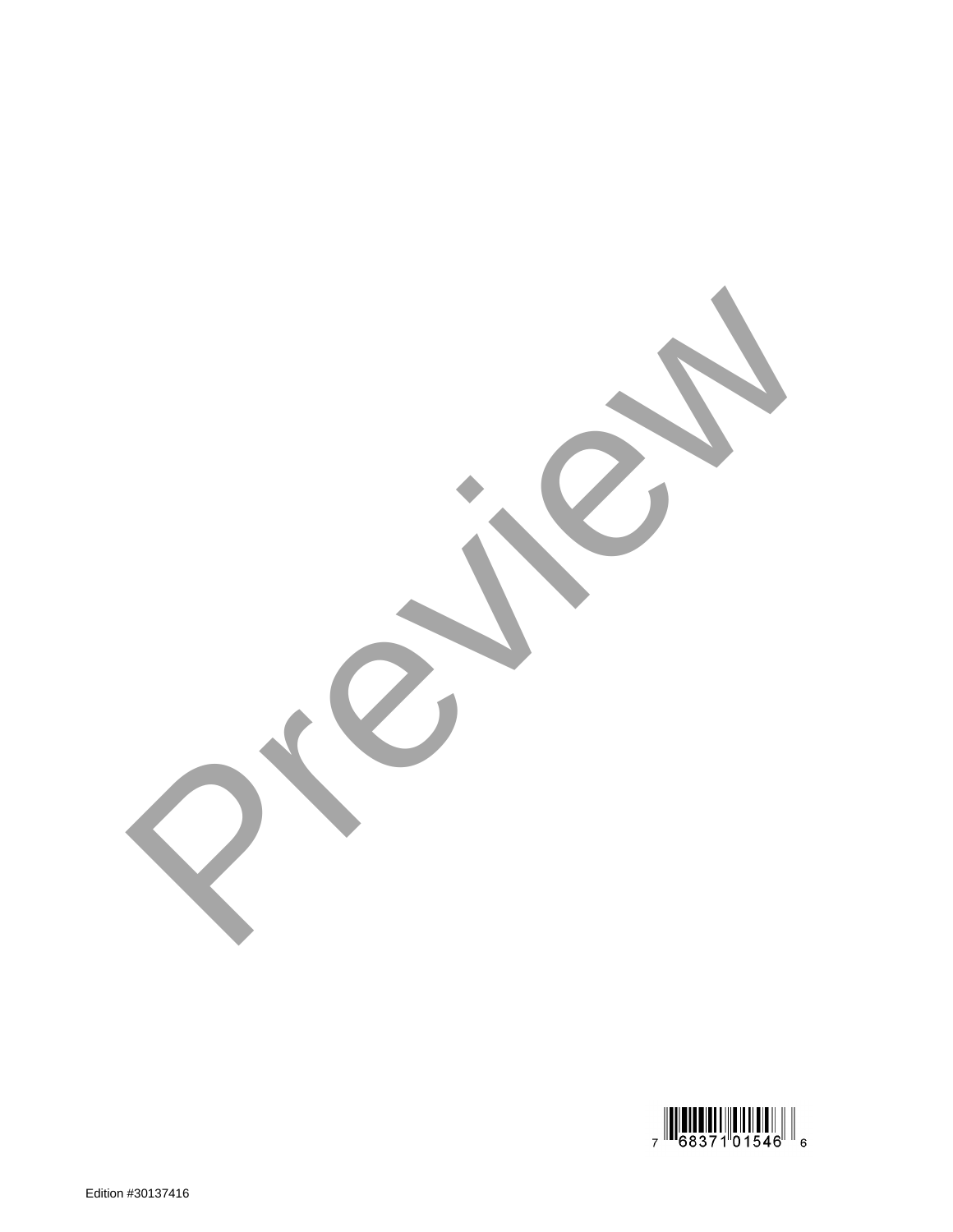Preview

7 68371 01546 6

Edition #30137416